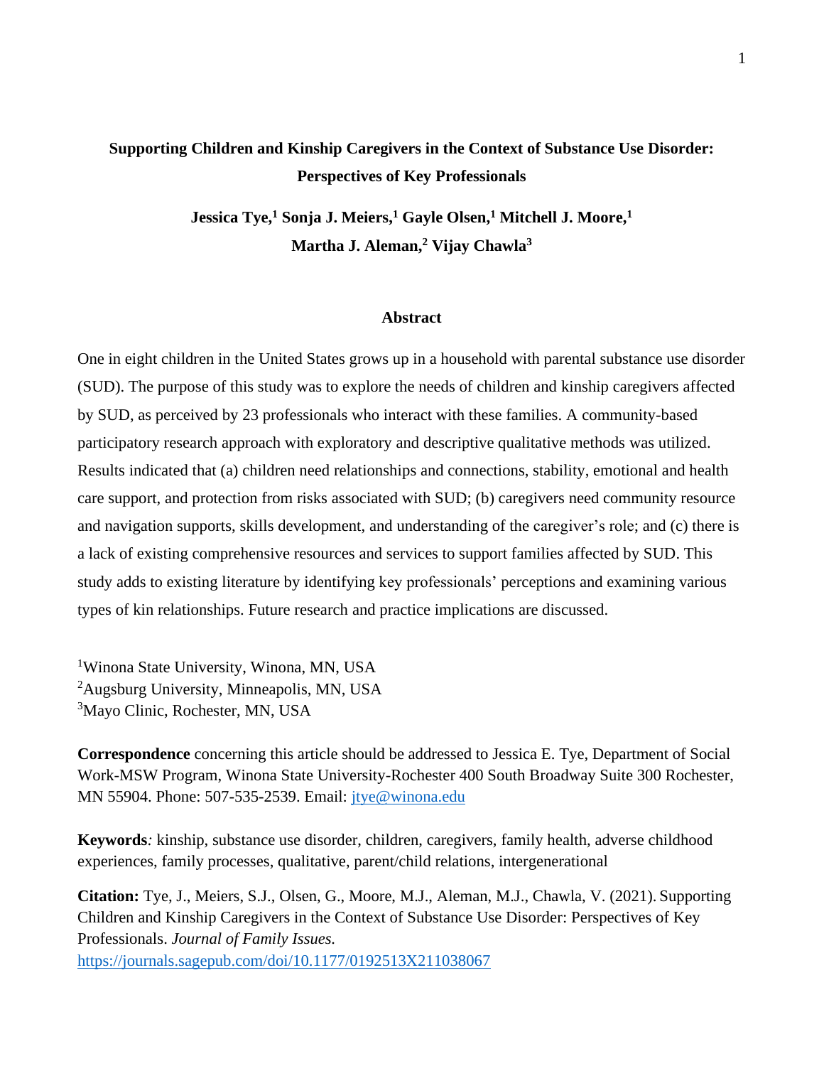# Supporting Children and Kinship Caregivers in the Context of Substance Use Disorder: Perspectives of Key Professionals

**Jessica Tye,[1] Sonja J. Meiers,[1] Gayle Olsen,[1] Mitchell J. Moore,[1] Martha J. Aleman,[2] Vijay Chawla[3]**

## Abstract

One in eight children in the United States grows up in a household with parental substance use disorder (SUD). The purpose of this study was to explore the needs of children and kinship caregivers affected by SUD, as perceived by 23 professionals who interact with these families. A community-based participatory research approach with exploratory and descriptive qualitative methods was utilized. Results indicated that (a) children need relationships and connections, stability, emotional and health care support, and protection from risks associated with SUD; (b) caregivers need community resource and navigation supports, skills development, and understanding of the caregiver's role; and (c) there is a lack of existing comprehensive resources and services to support families affected by SUD. This study adds to existing literature by identifying key professionals' perceptions and examining various types of kin relationships. Future research and practice implications are discussed.

[1]Winona State University, Winona, MN, USA
[2]Augsburg University, Minneapolis, MN, USA
[3]Mayo Clinic, Rochester, MN, USA

**Correspondence** concerning this article should be addressed to Jessica E. Tye, Department of Social Work-MSW Program, Winona State University-Rochester 400 South Broadway Suite 300 Rochester, MN 55904. Phone: 507-535-2539. Email: jtye@winona.edu

**Keywords***:* kinship, substance use disorder, children, caregivers, family health, adverse childhood experiences, family processes, qualitative, parent/child relations, intergenerational

**Citation:** Tye, J., Meiers, S.J., Olsen, G., Moore, M.J., Aleman, M.J., Chawla, V. (2021). Supporting Children and Kinship Caregivers in the Context of Substance Use Disorder: Perspectives of Key Professionals. *Journal of Family Issues.* https://journals.sagepub.com/doi/10.1177/0192513X211038067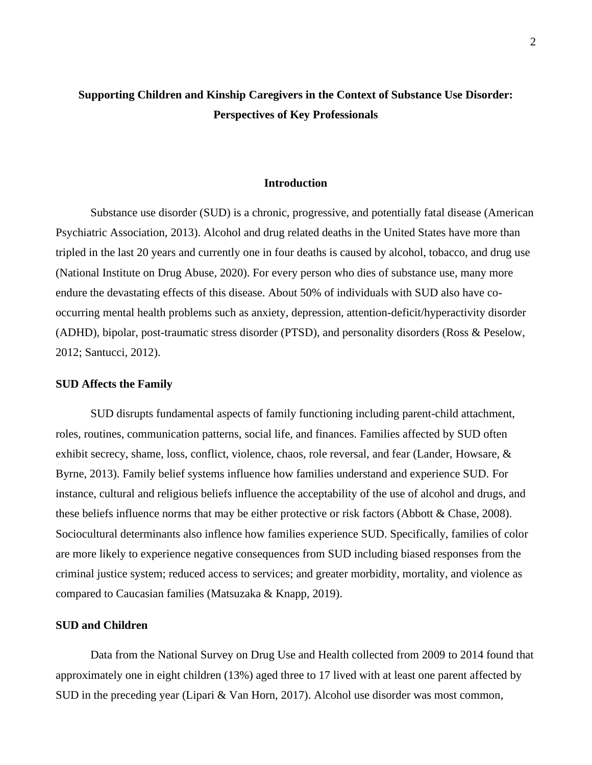# Supporting Children and Kinship Caregivers in the Context of Substance Use Disorder: Perspectives of Key Professionals

## Introduction

Substance use disorder (SUD) is a chronic, progressive, and potentially fatal disease (American Psychiatric Association, 2013). Alcohol and drug related deaths in the United States have more than tripled in the last 20 years and currently one in four deaths is caused by alcohol, tobacco, and drug use (National Institute on Drug Abuse, 2020). For every person who dies of substance use, many more endure the devastating effects of this disease. About 50% of individuals with SUD also have co-occurring mental health problems such as anxiety, depression, attention-deficit/hyperactivity disorder (ADHD), bipolar, post-traumatic stress disorder (PTSD), and personality disorders (Ross & Peselow, 2012; Santucci, 2012).

### SUD Affects the Family

SUD disrupts fundamental aspects of family functioning including parent-child attachment, roles, routines, communication patterns, social life, and finances. Families affected by SUD often exhibit secrecy, shame, loss, conflict, violence, chaos, role reversal, and fear (Lander, Howsare, & Byrne, 2013). Family belief systems influence how families understand and experience SUD. For instance, cultural and religious beliefs influence the acceptability of the use of alcohol and drugs, and these beliefs influence norms that may be either protective or risk factors (Abbott & Chase, 2008). Sociocultural determinants also inflence how families experience SUD. Specifically, families of color are more likely to experience negative consequences from SUD including biased responses from the criminal justice system; reduced access to services; and greater morbidity, mortality, and violence as compared to Caucasian families (Matsuzaka & Knapp, 2019).

### SUD and Children

Data from the National Survey on Drug Use and Health collected from 2009 to 2014 found that approximately one in eight children (13%) aged three to 17 lived with at least one parent affected by SUD in the preceding year (Lipari & Van Horn, 2017). Alcohol use disorder was most common,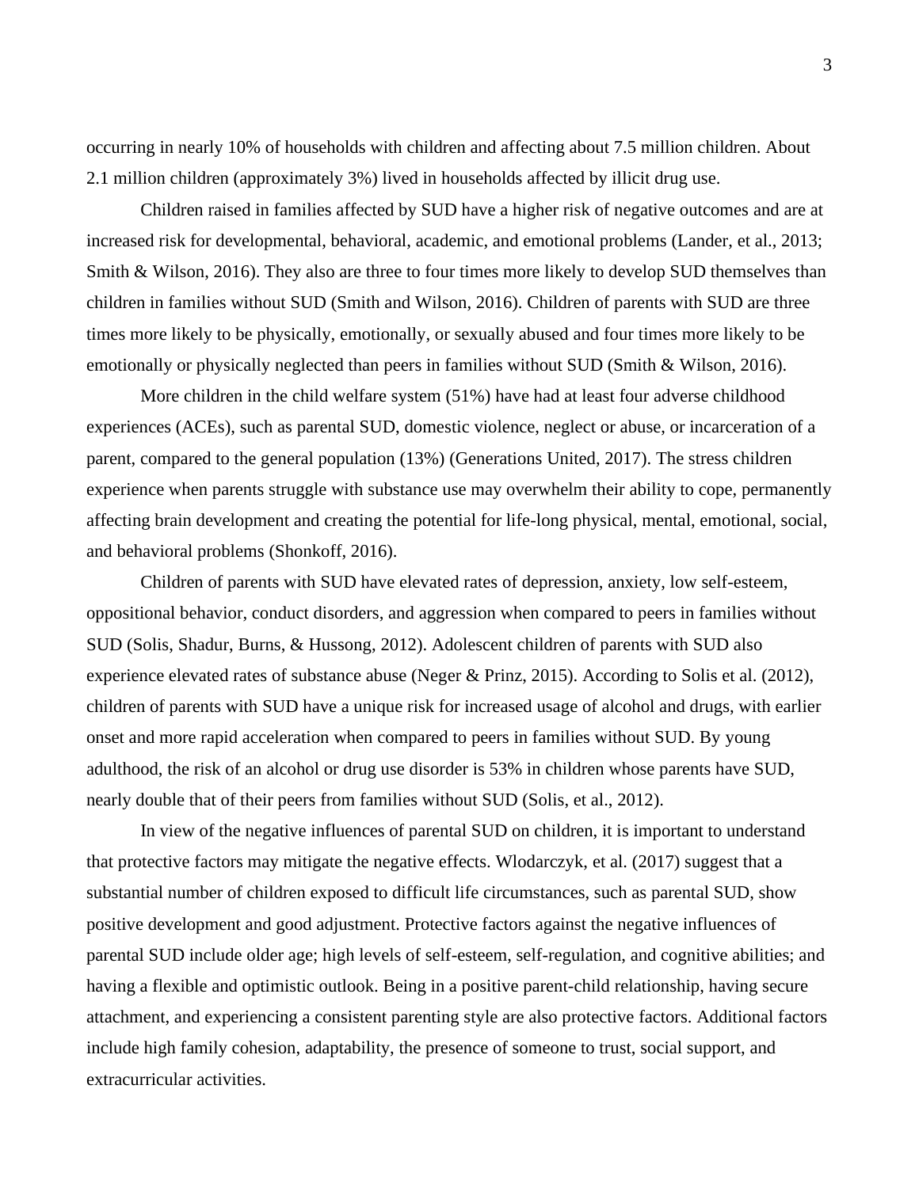occurring in nearly 10% of households with children and affecting about 7.5 million children. About 2.1 million children (approximately 3%) lived in households affected by illicit drug use.

Children raised in families affected by SUD have a higher risk of negative outcomes and are at increased risk for developmental, behavioral, academic, and emotional problems (Lander, et al., 2013; Smith & Wilson, 2016). They also are three to four times more likely to develop SUD themselves than children in families without SUD (Smith and Wilson, 2016). Children of parents with SUD are three times more likely to be physically, emotionally, or sexually abused and four times more likely to be emotionally or physically neglected than peers in families without SUD (Smith & Wilson, 2016).

More children in the child welfare system (51%) have had at least four adverse childhood experiences (ACEs), such as parental SUD, domestic violence, neglect or abuse, or incarceration of a parent, compared to the general population (13%) (Generations United, 2017). The stress children experience when parents struggle with substance use may overwhelm their ability to cope, permanently affecting brain development and creating the potential for life-long physical, mental, emotional, social, and behavioral problems (Shonkoff, 2016).

Children of parents with SUD have elevated rates of depression, anxiety, low self-esteem, oppositional behavior, conduct disorders, and aggression when compared to peers in families without SUD (Solis, Shadur, Burns, & Hussong, 2012). Adolescent children of parents with SUD also experience elevated rates of substance abuse (Neger & Prinz, 2015). According to Solis et al. (2012), children of parents with SUD have a unique risk for increased usage of alcohol and drugs, with earlier onset and more rapid acceleration when compared to peers in families without SUD. By young adulthood, the risk of an alcohol or drug use disorder is 53% in children whose parents have SUD, nearly double that of their peers from families without SUD (Solis, et al., 2012).

In view of the negative influences of parental SUD on children, it is important to understand that protective factors may mitigate the negative effects. Wlodarczyk, et al. (2017) suggest that a substantial number of children exposed to difficult life circumstances, such as parental SUD, show positive development and good adjustment. Protective factors against the negative influences of parental SUD include older age; high levels of self-esteem, self-regulation, and cognitive abilities; and having a flexible and optimistic outlook. Being in a positive parent-child relationship, having secure attachment, and experiencing a consistent parenting style are also protective factors. Additional factors include high family cohesion, adaptability, the presence of someone to trust, social support, and extracurricular activities.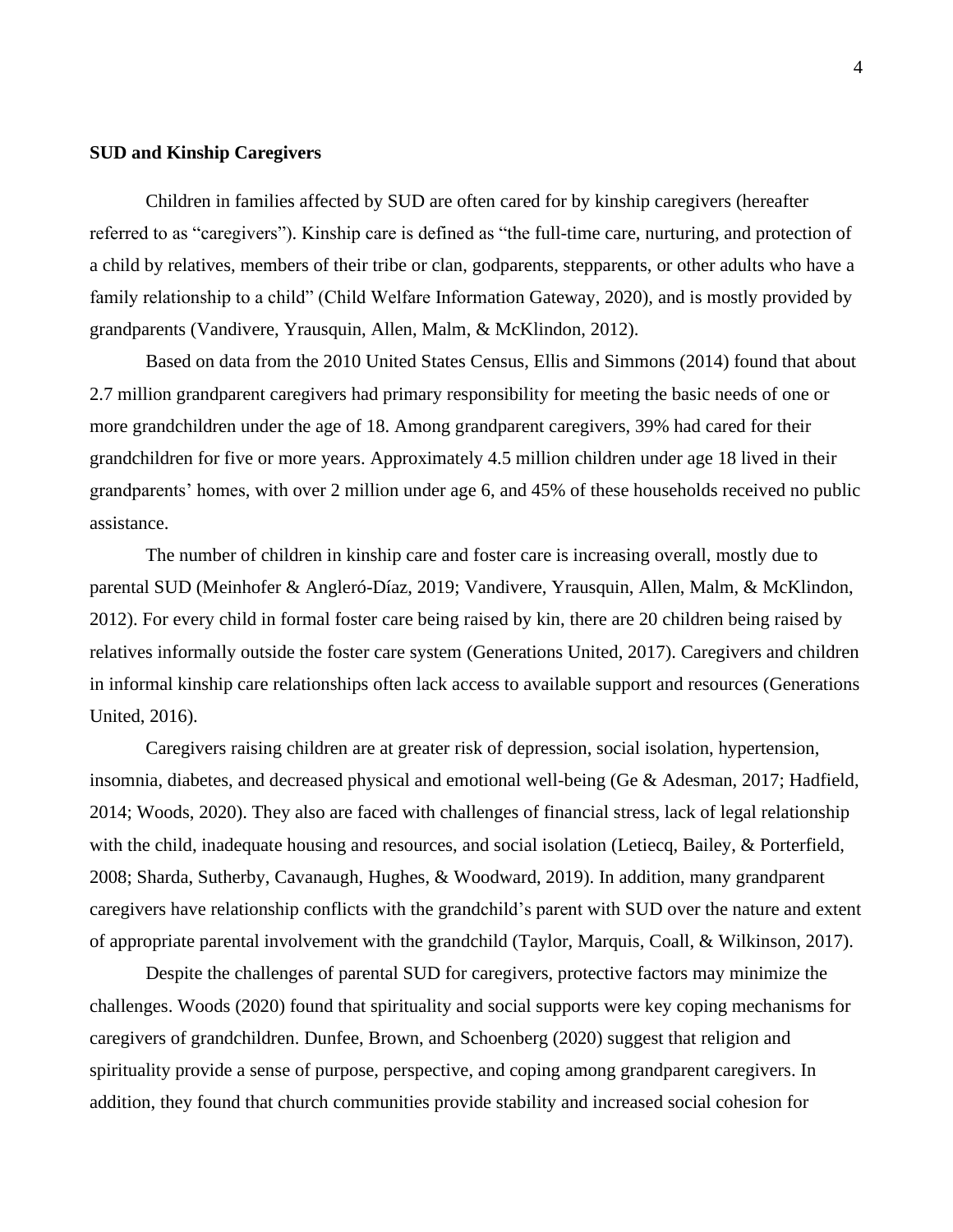**SUD and Kinship Caregivers**

Children in families affected by SUD are often cared for by kinship caregivers (hereafter referred to as "caregivers"). Kinship care is defined as "the full-time care, nurturing, and protection of a child by relatives, members of their tribe or clan, godparents, stepparents, or other adults who have a family relationship to a child" (Child Welfare Information Gateway, 2020), and is mostly provided by grandparents (Vandivere, Yrausquin, Allen, Malm, & McKlindon, 2012).

Based on data from the 2010 United States Census, Ellis and Simmons (2014) found that about 2.7 million grandparent caregivers had primary responsibility for meeting the basic needs of one or more grandchildren under the age of 18. Among grandparent caregivers, 39% had cared for their grandchildren for five or more years. Approximately 4.5 million children under age 18 lived in their grandparents' homes, with over 2 million under age 6, and 45% of these households received no public assistance.

The number of children in kinship care and foster care is increasing overall, mostly due to parental SUD (Meinhofer & Angleró-Díaz, 2019; Vandivere, Yrausquin, Allen, Malm, & McKlindon, 2012). For every child in formal foster care being raised by kin, there are 20 children being raised by relatives informally outside the foster care system (Generations United, 2017). Caregivers and children in informal kinship care relationships often lack access to available support and resources (Generations United, 2016).

Caregivers raising children are at greater risk of depression, social isolation, hypertension, insomnia, diabetes, and decreased physical and emotional well-being (Ge & Adesman, 2017; Hadfield, 2014; Woods, 2020). They also are faced with challenges of financial stress, lack of legal relationship with the child, inadequate housing and resources, and social isolation (Letiecq, Bailey, & Porterfield, 2008; Sharda, Sutherby, Cavanaugh, Hughes, & Woodward, 2019). In addition, many grandparent caregivers have relationship conflicts with the grandchild's parent with SUD over the nature and extent of appropriate parental involvement with the grandchild (Taylor, Marquis, Coall, & Wilkinson, 2017).

Despite the challenges of parental SUD for caregivers, protective factors may minimize the challenges. Woods (2020) found that spirituality and social supports were key coping mechanisms for caregivers of grandchildren. Dunfee, Brown, and Schoenberg (2020) suggest that religion and spirituality provide a sense of purpose, perspective, and coping among grandparent caregivers. In addition, they found that church communities provide stability and increased social cohesion for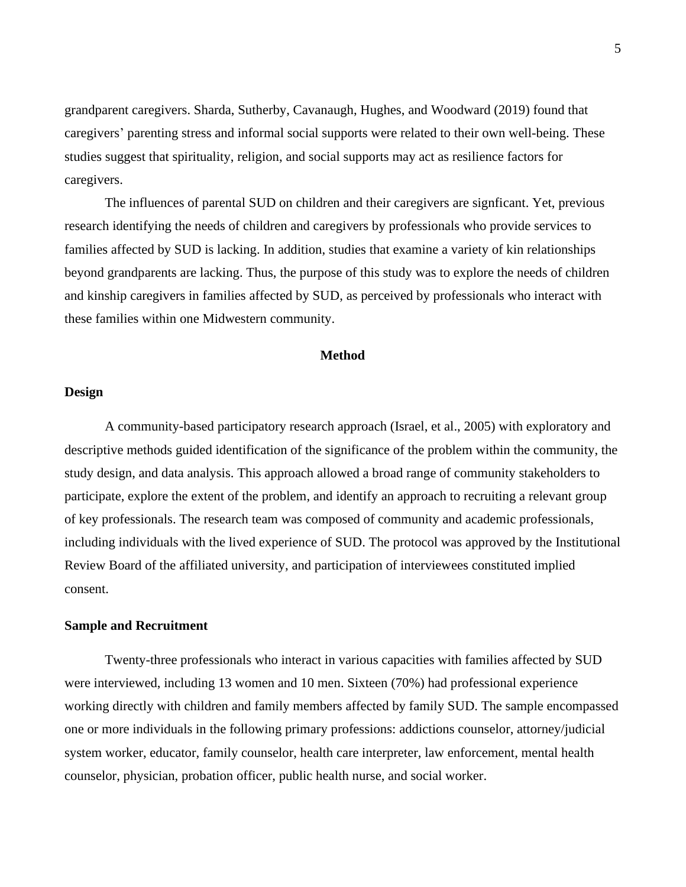grandparent caregivers. Sharda, Sutherby, Cavanaugh, Hughes, and Woodward (2019) found that caregivers' parenting stress and informal social supports were related to their own well-being. These studies suggest that spirituality, religion, and social supports may act as resilience factors for caregivers.

The influences of parental SUD on children and their caregivers are signficant. Yet, previous research identifying the needs of children and caregivers by professionals who provide services to families affected by SUD is lacking. In addition, studies that examine a variety of kin relationships beyond grandparents are lacking. Thus, the purpose of this study was to explore the needs of children and kinship caregivers in families affected by SUD, as perceived by professionals who interact with these families within one Midwestern community.

## Method

### Design

A community-based participatory research approach (Israel, et al., 2005) with exploratory and descriptive methods guided identification of the significance of the problem within the community, the study design, and data analysis. This approach allowed a broad range of community stakeholders to participate, explore the extent of the problem, and identify an approach to recruiting a relevant group of key professionals. The research team was composed of community and academic professionals, including individuals with the lived experience of SUD. The protocol was approved by the Institutional Review Board of the affiliated university, and participation of interviewees constituted implied consent.

### Sample and Recruitment

Twenty-three professionals who interact in various capacities with families affected by SUD were interviewed, including 13 women and 10 men. Sixteen (70%) had professional experience working directly with children and family members affected by family SUD. The sample encompassed one or more individuals in the following primary professions: addictions counselor, attorney/judicial system worker, educator, family counselor, health care interpreter, law enforcement, mental health counselor, physician, probation officer, public health nurse, and social worker.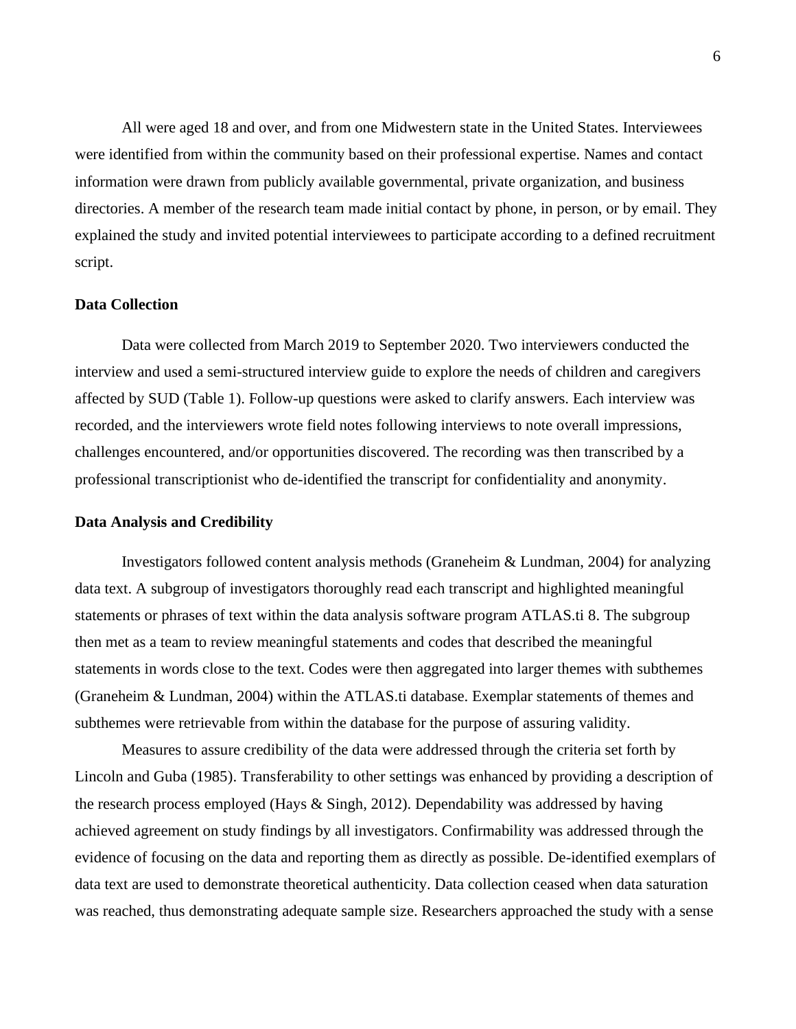All were aged 18 and over, and from one Midwestern state in the United States. Interviewees were identified from within the community based on their professional expertise. Names and contact information were drawn from publicly available governmental, private organization, and business directories. A member of the research team made initial contact by phone, in person, or by email. They explained the study and invited potential interviewees to participate according to a defined recruitment script.

## Data Collection

Data were collected from March 2019 to September 2020. Two interviewers conducted the interview and used a semi-structured interview guide to explore the needs of children and caregivers affected by SUD (Table 1). Follow-up questions were asked to clarify answers. Each interview was recorded, and the interviewers wrote field notes following interviews to note overall impressions, challenges encountered, and/or opportunities discovered. The recording was then transcribed by a professional transcriptionist who de-identified the transcript for confidentiality and anonymity.

## Data Analysis and Credibility

Investigators followed content analysis methods (Graneheim & Lundman, 2004) for analyzing data text. A subgroup of investigators thoroughly read each transcript and highlighted meaningful statements or phrases of text within the data analysis software program ATLAS.ti 8. The subgroup then met as a team to review meaningful statements and codes that described the meaningful statements in words close to the text. Codes were then aggregated into larger themes with subthemes (Graneheim & Lundman, 2004) within the ATLAS.ti database. Exemplar statements of themes and subthemes were retrievable from within the database for the purpose of assuring validity.

Measures to assure credibility of the data were addressed through the criteria set forth by Lincoln and Guba (1985). Transferability to other settings was enhanced by providing a description of the research process employed (Hays & Singh, 2012). Dependability was addressed by having achieved agreement on study findings by all investigators. Confirmability was addressed through the evidence of focusing on the data and reporting them as directly as possible. De-identified exemplars of data text are used to demonstrate theoretical authenticity. Data collection ceased when data saturation was reached, thus demonstrating adequate sample size. Researchers approached the study with a sense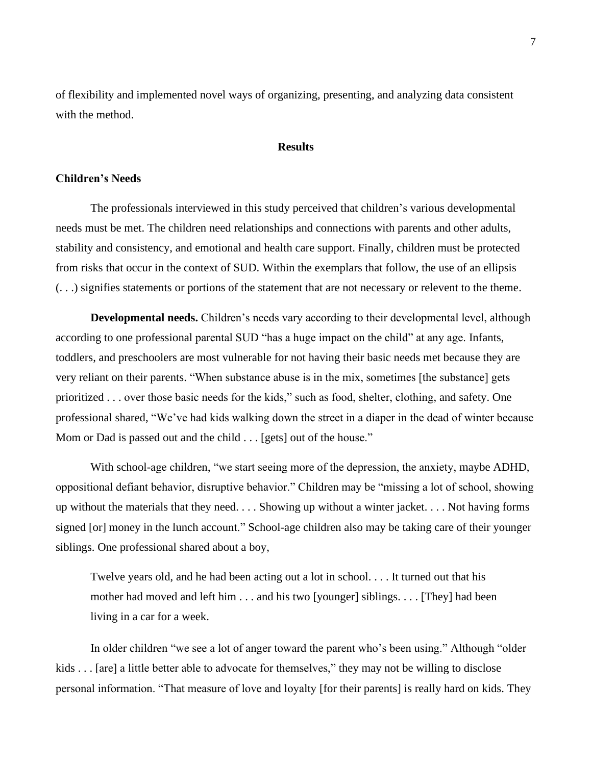of flexibility and implemented novel ways of organizing, presenting, and analyzing data consistent with the method.

## Results

### Children's Needs

The professionals interviewed in this study perceived that children's various developmental needs must be met. The children need relationships and connections with parents and other adults, stability and consistency, and emotional and health care support. Finally, children must be protected from risks that occur in the context of SUD. Within the exemplars that follow, the use of an ellipsis (. . .) signifies statements or portions of the statement that are not necessary or relevent to the theme.

**Developmental needs.** Children's needs vary according to their developmental level, although according to one professional parental SUD "has a huge impact on the child" at any age. Infants, toddlers, and preschoolers are most vulnerable for not having their basic needs met because they are very reliant on their parents. "When substance abuse is in the mix, sometimes [the substance] gets prioritized . . . over those basic needs for the kids," such as food, shelter, clothing, and safety. One professional shared, "We've had kids walking down the street in a diaper in the dead of winter because Mom or Dad is passed out and the child . . . [gets] out of the house."

With school-age children, "we start seeing more of the depression, the anxiety, maybe ADHD, oppositional defiant behavior, disruptive behavior." Children may be "missing a lot of school, showing up without the materials that they need. . . . Showing up without a winter jacket. . . . Not having forms signed [or] money in the lunch account." School-age children also may be taking care of their younger siblings. One professional shared about a boy,

> Twelve years old, and he had been acting out a lot in school. . . . It turned out that his mother had moved and left him . . . and his two [younger] siblings. . . . [They] had been living in a car for a week.

In older children "we see a lot of anger toward the parent who's been using." Although "older kids . . . [are] a little better able to advocate for themselves," they may not be willing to disclose personal information. "That measure of love and loyalty [for their parents] is really hard on kids. They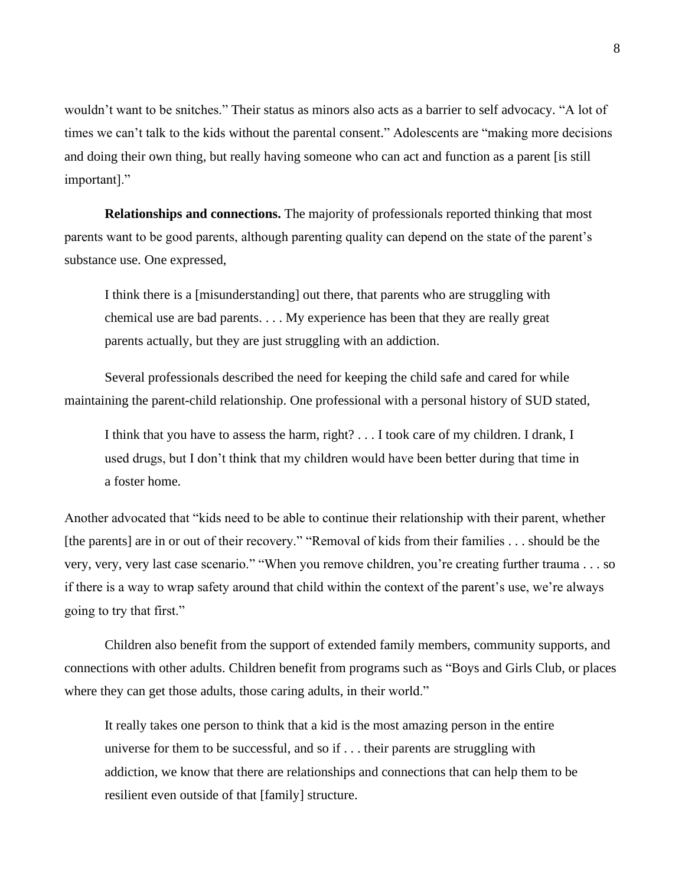wouldn't want to be snitches." Their status as minors also acts as a barrier to self advocacy. "A lot of times we can't talk to the kids without the parental consent." Adolescents are "making more decisions and doing their own thing, but really having someone who can act and function as a parent [is still important]."

**Relationships and connections.** The majority of professionals reported thinking that most parents want to be good parents, although parenting quality can depend on the state of the parent's substance use. One expressed,

> I think there is a [misunderstanding] out there, that parents who are struggling with chemical use are bad parents. . . . My experience has been that they are really great parents actually, but they are just struggling with an addiction.

Several professionals described the need for keeping the child safe and cared for while maintaining the parent-child relationship. One professional with a personal history of SUD stated,

> I think that you have to assess the harm, right? . . . I took care of my children. I drank, I used drugs, but I don't think that my children would have been better during that time in a foster home.

Another advocated that "kids need to be able to continue their relationship with their parent, whether [the parents] are in or out of their recovery." "Removal of kids from their families . . . should be the very, very, very last case scenario." "When you remove children, you're creating further trauma . . . so if there is a way to wrap safety around that child within the context of the parent's use, we're always going to try that first."

Children also benefit from the support of extended family members, community supports, and connections with other adults. Children benefit from programs such as "Boys and Girls Club, or places where they can get those adults, those caring adults, in their world."

> It really takes one person to think that a kid is the most amazing person in the entire universe for them to be successful, and so if . . . their parents are struggling with addiction, we know that there are relationships and connections that can help them to be resilient even outside of that [family] structure.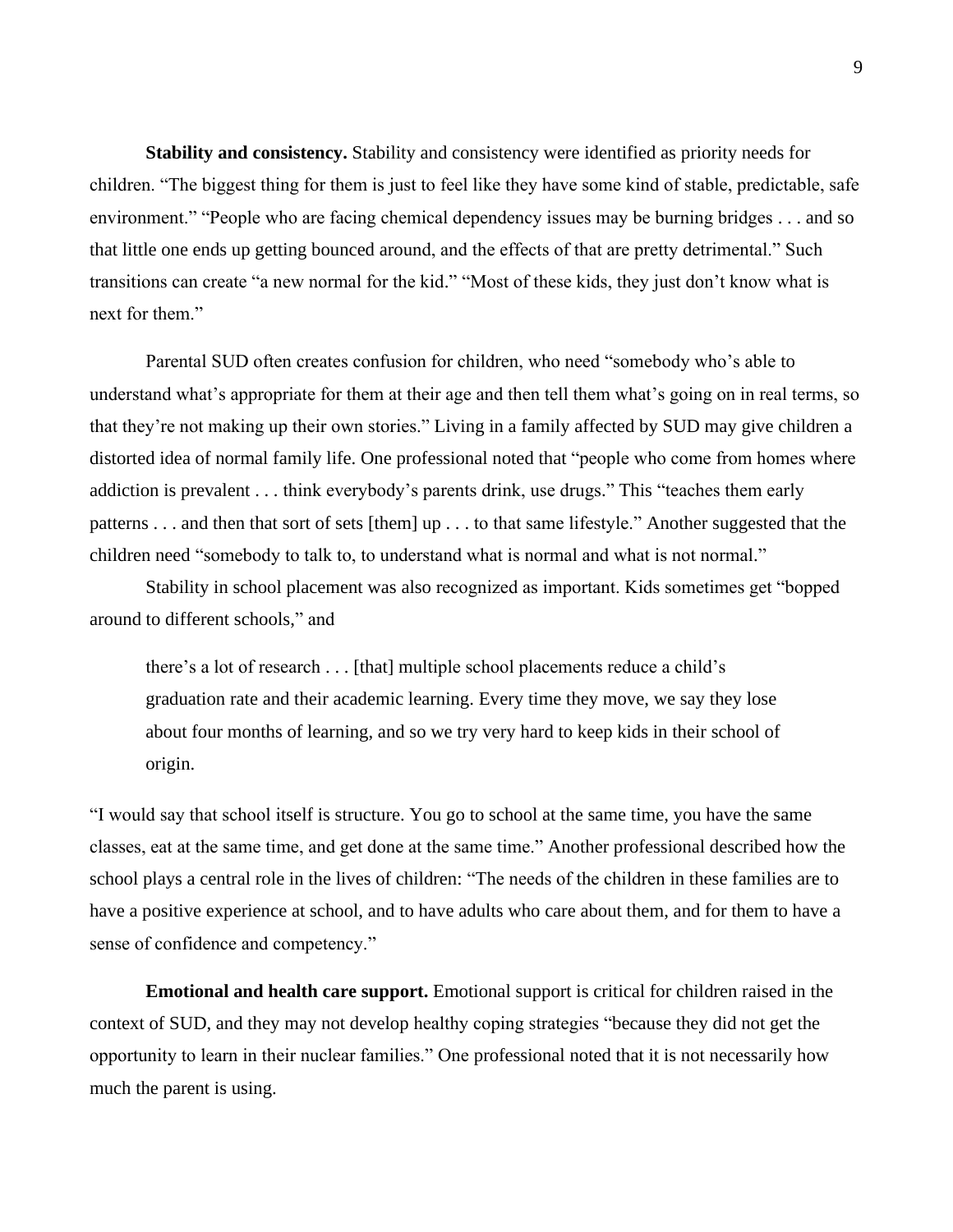**Stability and consistency.** Stability and consistency were identified as priority needs for children. “The biggest thing for them is just to feel like they have some kind of stable, predictable, safe environment.” “People who are facing chemical dependency issues may be burning bridges . . . and so that little one ends up getting bounced around, and the effects of that are pretty detrimental.” Such transitions can create “a new normal for the kid.” “Most of these kids, they just don’t know what is next for them.”

Parental SUD often creates confusion for children, who need “somebody who’s able to understand what’s appropriate for them at their age and then tell them what’s going on in real terms, so that they’re not making up their own stories.” Living in a family affected by SUD may give children a distorted idea of normal family life. One professional noted that “people who come from homes where addiction is prevalent . . . think everybody’s parents drink, use drugs.” This “teaches them early patterns . . . and then that sort of sets [them] up . . . to that same lifestyle.” Another suggested that the children need “somebody to talk to, to understand what is normal and what is not normal.”

Stability in school placement was also recognized as important. Kids sometimes get “bopped around to different schools,” and

> there’s a lot of research . . . [that] multiple school placements reduce a child’s graduation rate and their academic learning. Every time they move, we say they lose about four months of learning, and so we try very hard to keep kids in their school of origin.

“I would say that school itself is structure. You go to school at the same time, you have the same classes, eat at the same time, and get done at the same time.” Another professional described how the school plays a central role in the lives of children: “The needs of the children in these families are to have a positive experience at school, and to have adults who care about them, and for them to have a sense of confidence and competency.”

**Emotional and health care support.** Emotional support is critical for children raised in the context of SUD, and they may not develop healthy coping strategies “because they did not get the opportunity to learn in their nuclear families.” One professional noted that it is not necessarily how much the parent is using.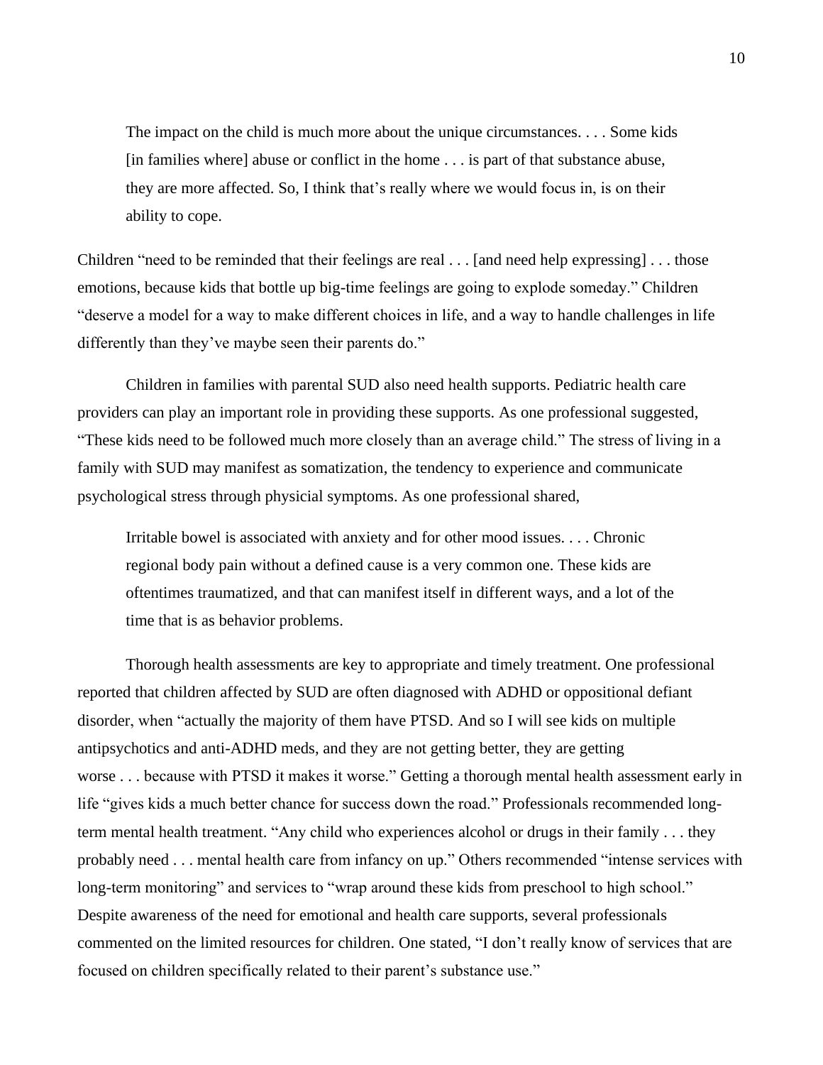> The impact on the child is much more about the unique circumstances. . . . Some kids [in families where] abuse or conflict in the home . . . is part of that substance abuse, they are more affected. So, I think that's really where we would focus in, is on their ability to cope.

Children "need to be reminded that their feelings are real . . . [and need help expressing] . . . those emotions, because kids that bottle up big-time feelings are going to explode someday." Children "deserve a model for a way to make different choices in life, and a way to handle challenges in life differently than they've maybe seen their parents do."

Children in families with parental SUD also need health supports. Pediatric health care providers can play an important role in providing these supports. As one professional suggested, "These kids need to be followed much more closely than an average child." The stress of living in a family with SUD may manifest as somatization, the tendency to experience and communicate psychological stress through physicial symptoms. As one professional shared,

> Irritable bowel is associated with anxiety and for other mood issues. . . . Chronic regional body pain without a defined cause is a very common one. These kids are oftentimes traumatized, and that can manifest itself in different ways, and a lot of the time that is as behavior problems.

Thorough health assessments are key to appropriate and timely treatment. One professional reported that children affected by SUD are often diagnosed with ADHD or oppositional defiant disorder, when "actually the majority of them have PTSD. And so I will see kids on multiple antipsychotics and anti-ADHD meds, and they are not getting better, they are getting worse . . . because with PTSD it makes it worse." Getting a thorough mental health assessment early in life "gives kids a much better chance for success down the road." Professionals recommended long-term mental health treatment. "Any child who experiences alcohol or drugs in their family . . . they probably need . . . mental health care from infancy on up." Others recommended "intense services with long-term monitoring" and services to "wrap around these kids from preschool to high school." Despite awareness of the need for emotional and health care supports, several professionals commented on the limited resources for children. One stated, "I don't really know of services that are focused on children specifically related to their parent's substance use."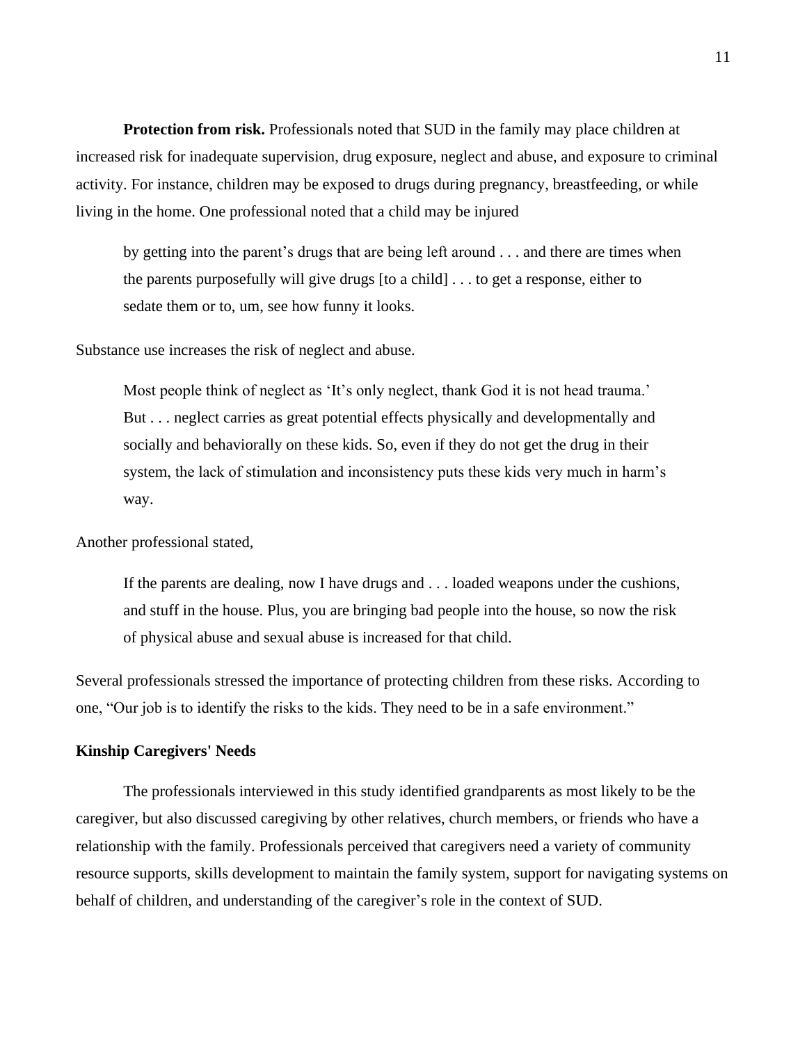**Protection from risk.** Professionals noted that SUD in the family may place children at increased risk for inadequate supervision, drug exposure, neglect and abuse, and exposure to criminal activity. For instance, children may be exposed to drugs during pregnancy, breastfeeding, or while living in the home. One professional noted that a child may be injured

> by getting into the parent's drugs that are being left around . . . and there are times when the parents purposefully will give drugs [to a child] . . . to get a response, either to sedate them or to, um, see how funny it looks.

Substance use increases the risk of neglect and abuse.

> Most people think of neglect as 'It's only neglect, thank God it is not head trauma.' But . . . neglect carries as great potential effects physically and developmentally and socially and behaviorally on these kids. So, even if they do not get the drug in their system, the lack of stimulation and inconsistency puts these kids very much in harm's way.

Another professional stated,

> If the parents are dealing, now I have drugs and . . . loaded weapons under the cushions, and stuff in the house. Plus, you are bringing bad people into the house, so now the risk of physical abuse and sexual abuse is increased for that child.

Several professionals stressed the importance of protecting children from these risks. According to one, "Our job is to identify the risks to the kids. They need to be in a safe environment."

### Kinship Caregivers' Needs

The professionals interviewed in this study identified grandparents as most likely to be the caregiver, but also discussed caregiving by other relatives, church members, or friends who have a relationship with the family. Professionals perceived that caregivers need a variety of community resource supports, skills development to maintain the family system, support for navigating systems on behalf of children, and understanding of the caregiver's role in the context of SUD.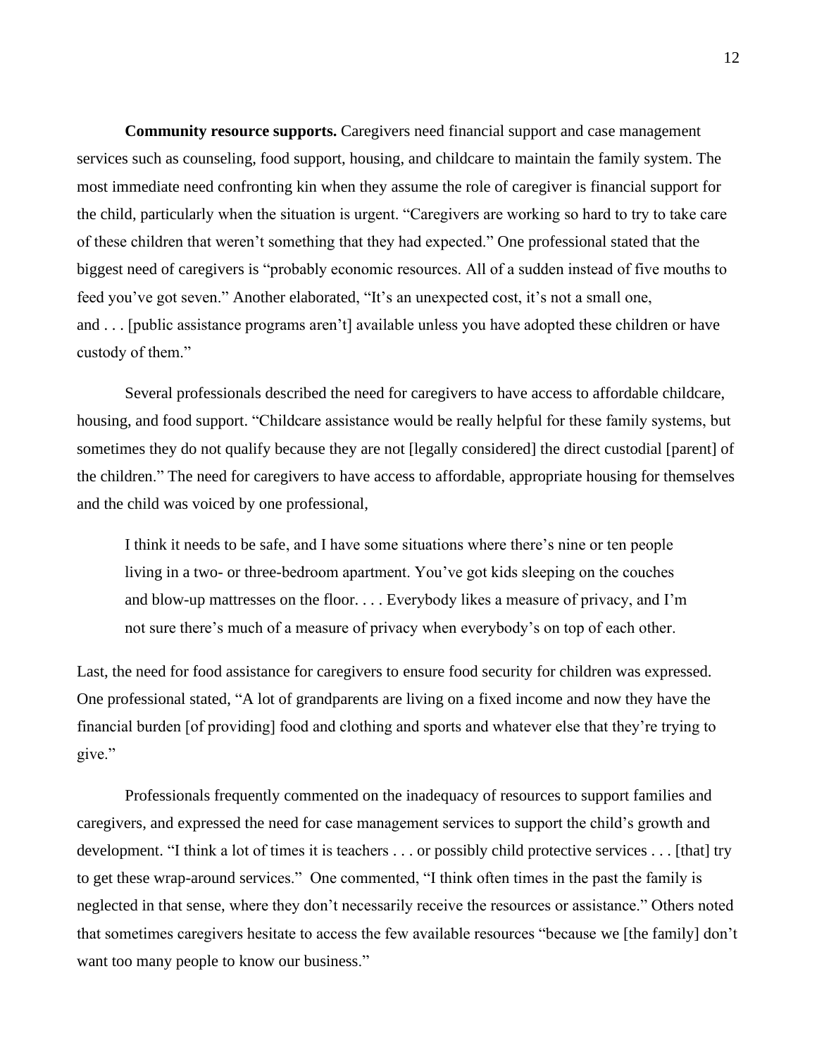**Community resource supports.** Caregivers need financial support and case management services such as counseling, food support, housing, and childcare to maintain the family system. The most immediate need confronting kin when they assume the role of caregiver is financial support for the child, particularly when the situation is urgent. "Caregivers are working so hard to try to take care of these children that weren't something that they had expected." One professional stated that the biggest need of caregivers is "probably economic resources. All of a sudden instead of five mouths to feed you've got seven." Another elaborated, "It's an unexpected cost, it's not a small one, and . . . [public assistance programs aren't] available unless you have adopted these children or have custody of them."

Several professionals described the need for caregivers to have access to affordable childcare, housing, and food support. "Childcare assistance would be really helpful for these family systems, but sometimes they do not qualify because they are not [legally considered] the direct custodial [parent] of the children." The need for caregivers to have access to affordable, appropriate housing for themselves and the child was voiced by one professional,

> I think it needs to be safe, and I have some situations where there's nine or ten people living in a two- or three-bedroom apartment. You've got kids sleeping on the couches and blow-up mattresses on the floor. . . . Everybody likes a measure of privacy, and I'm not sure there's much of a measure of privacy when everybody's on top of each other.

Last, the need for food assistance for caregivers to ensure food security for children was expressed. One professional stated, "A lot of grandparents are living on a fixed income and now they have the financial burden [of providing] food and clothing and sports and whatever else that they're trying to give."

Professionals frequently commented on the inadequacy of resources to support families and caregivers, and expressed the need for case management services to support the child's growth and development. "I think a lot of times it is teachers . . . or possibly child protective services . . . [that] try to get these wrap-around services." One commented, "I think often times in the past the family is neglected in that sense, where they don't necessarily receive the resources or assistance." Others noted that sometimes caregivers hesitate to access the few available resources "because we [the family] don't want too many people to know our business."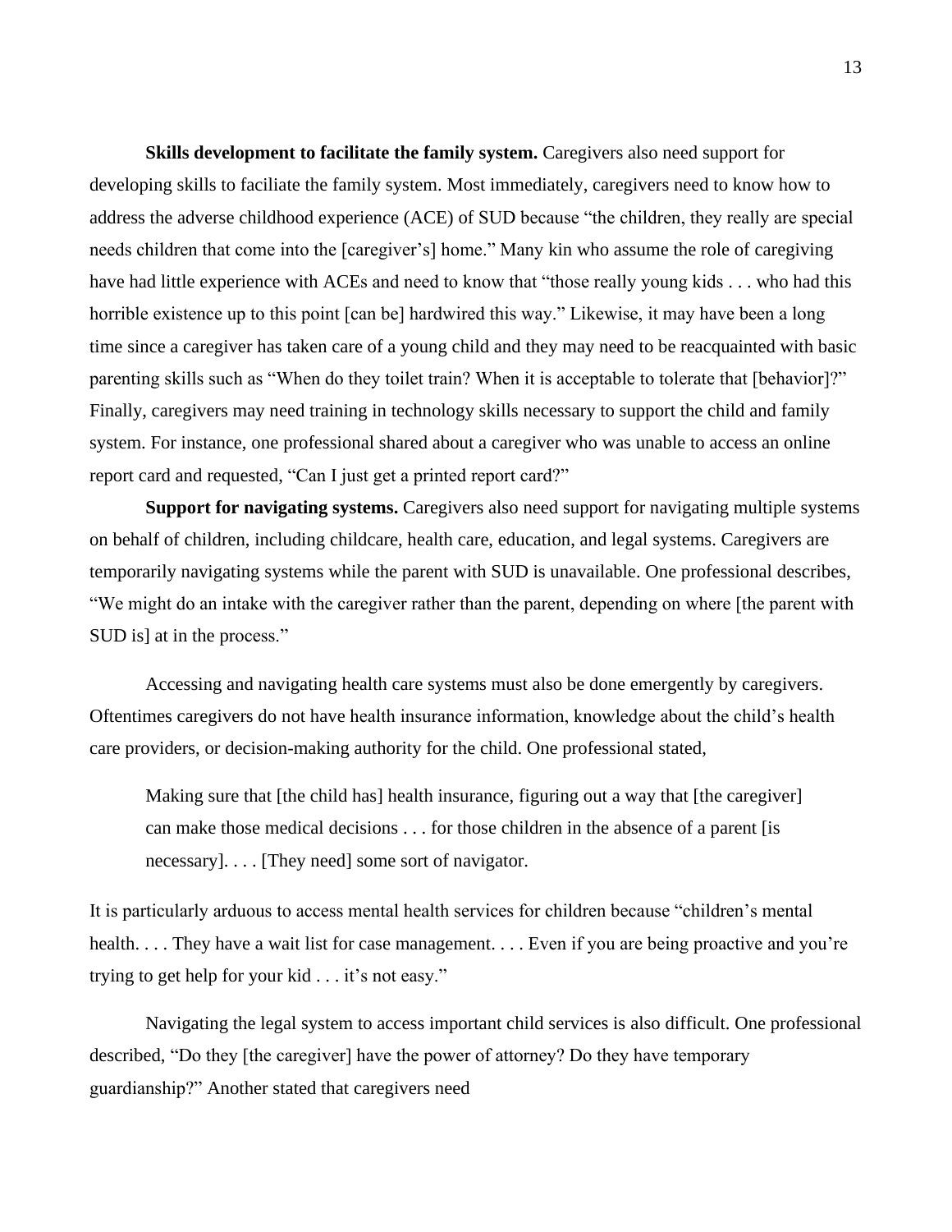**Skills development to facilitate the family system.** Caregivers also need support for developing skills to faciliate the family system. Most immediately, caregivers need to know how to address the adverse childhood experience (ACE) of SUD because "the children, they really are special needs children that come into the [caregiver's] home." Many kin who assume the role of caregiving have had little experience with ACEs and need to know that "those really young kids . . . who had this horrible existence up to this point [can be] hardwired this way." Likewise, it may have been a long time since a caregiver has taken care of a young child and they may need to be reacquainted with basic parenting skills such as "When do they toilet train? When it is acceptable to tolerate that [behavior]?" Finally, caregivers may need training in technology skills necessary to support the child and family system. For instance, one professional shared about a caregiver who was unable to access an online report card and requested, "Can I just get a printed report card?"

**Support for navigating systems.** Caregivers also need support for navigating multiple systems on behalf of children, including childcare, health care, education, and legal systems. Caregivers are temporarily navigating systems while the parent with SUD is unavailable. One professional describes, "We might do an intake with the caregiver rather than the parent, depending on where [the parent with SUD is] at in the process."

Accessing and navigating health care systems must also be done emergently by caregivers. Oftentimes caregivers do not have health insurance information, knowledge about the child's health care providers, or decision-making authority for the child. One professional stated,

> Making sure that [the child has] health insurance, figuring out a way that [the caregiver] can make those medical decisions . . . for those children in the absence of a parent [is necessary]. . . . [They need] some sort of navigator.

It is particularly arduous to access mental health services for children because "children's mental health. . . . They have a wait list for case management. . . . Even if you are being proactive and you're trying to get help for your kid . . . it's not easy."

Navigating the legal system to access important child services is also difficult. One professional described, "Do they [the caregiver] have the power of attorney? Do they have temporary guardianship?" Another stated that caregivers need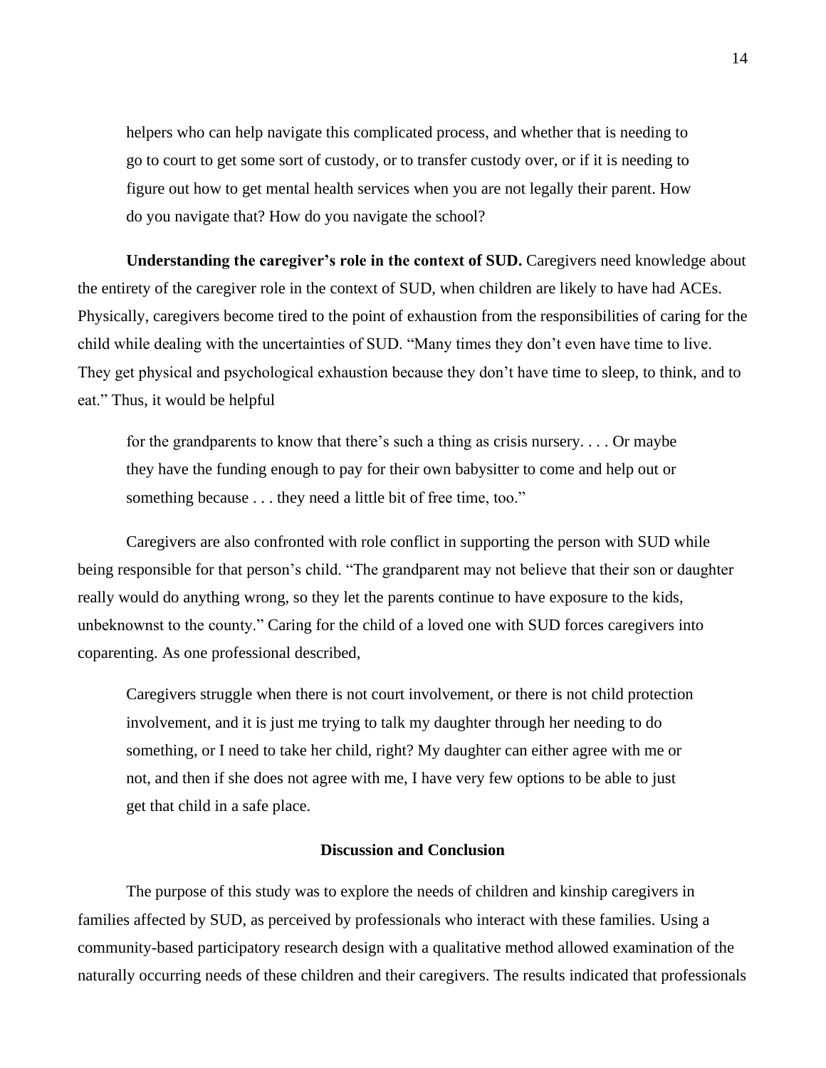> helpers who can help navigate this complicated process, and whether that is needing to go to court to get some sort of custody, or to transfer custody over, or if it is needing to figure out how to get mental health services when you are not legally their parent. How do you navigate that? How do you navigate the school?

**Understanding the caregiver's role in the context of SUD.** Caregivers need knowledge about the entirety of the caregiver role in the context of SUD, when children are likely to have had ACEs. Physically, caregivers become tired to the point of exhaustion from the responsibilities of caring for the child while dealing with the uncertainties of SUD. "Many times they don't even have time to live. They get physical and psychological exhaustion because they don't have time to sleep, to think, and to eat." Thus, it would be helpful

> for the grandparents to know that there's such a thing as crisis nursery. . . . Or maybe they have the funding enough to pay for their own babysitter to come and help out or something because . . . they need a little bit of free time, too."

Caregivers are also confronted with role conflict in supporting the person with SUD while being responsible for that person's child. "The grandparent may not believe that their son or daughter really would do anything wrong, so they let the parents continue to have exposure to the kids, unbeknownst to the county." Caring for the child of a loved one with SUD forces caregivers into coparenting. As one professional described,

> Caregivers struggle when there is not court involvement, or there is not child protection involvement, and it is just me trying to talk my daughter through her needing to do something, or I need to take her child, right? My daughter can either agree with me or not, and then if she does not agree with me, I have very few options to be able to just get that child in a safe place.

## Discussion and Conclusion

The purpose of this study was to explore the needs of children and kinship caregivers in families affected by SUD, as perceived by professionals who interact with these families. Using a community-based participatory research design with a qualitative method allowed examination of the naturally occurring needs of these children and their caregivers. The results indicated that professionals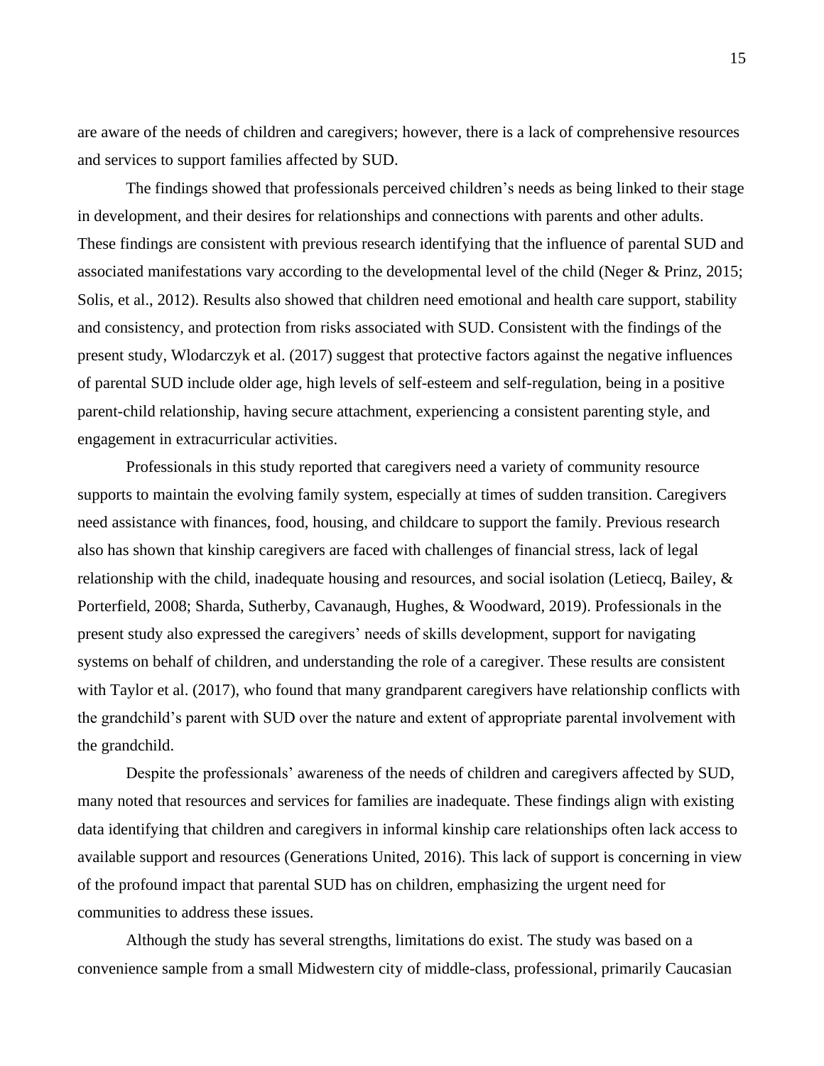are aware of the needs of children and caregivers; however, there is a lack of comprehensive resources and services to support families affected by SUD.

The findings showed that professionals perceived children's needs as being linked to their stage in development, and their desires for relationships and connections with parents and other adults. These findings are consistent with previous research identifying that the influence of parental SUD and associated manifestations vary according to the developmental level of the child (Neger & Prinz, 2015; Solis, et al., 2012). Results also showed that children need emotional and health care support, stability and consistency, and protection from risks associated with SUD. Consistent with the findings of the present study, Wlodarczyk et al. (2017) suggest that protective factors against the negative influences of parental SUD include older age, high levels of self-esteem and self-regulation, being in a positive parent-child relationship, having secure attachment, experiencing a consistent parenting style, and engagement in extracurricular activities.

Professionals in this study reported that caregivers need a variety of community resource supports to maintain the evolving family system, especially at times of sudden transition. Caregivers need assistance with finances, food, housing, and childcare to support the family. Previous research also has shown that kinship caregivers are faced with challenges of financial stress, lack of legal relationship with the child, inadequate housing and resources, and social isolation (Letiecq, Bailey, & Porterfield, 2008; Sharda, Sutherby, Cavanaugh, Hughes, & Woodward, 2019). Professionals in the present study also expressed the caregivers' needs of skills development, support for navigating systems on behalf of children, and understanding the role of a caregiver. These results are consistent with Taylor et al. (2017), who found that many grandparent caregivers have relationship conflicts with the grandchild's parent with SUD over the nature and extent of appropriate parental involvement with the grandchild.

Despite the professionals' awareness of the needs of children and caregivers affected by SUD, many noted that resources and services for families are inadequate. These findings align with existing data identifying that children and caregivers in informal kinship care relationships often lack access to available support and resources (Generations United, 2016). This lack of support is concerning in view of the profound impact that parental SUD has on children, emphasizing the urgent need for communities to address these issues.

Although the study has several strengths, limitations do exist. The study was based on a convenience sample from a small Midwestern city of middle-class, professional, primarily Caucasian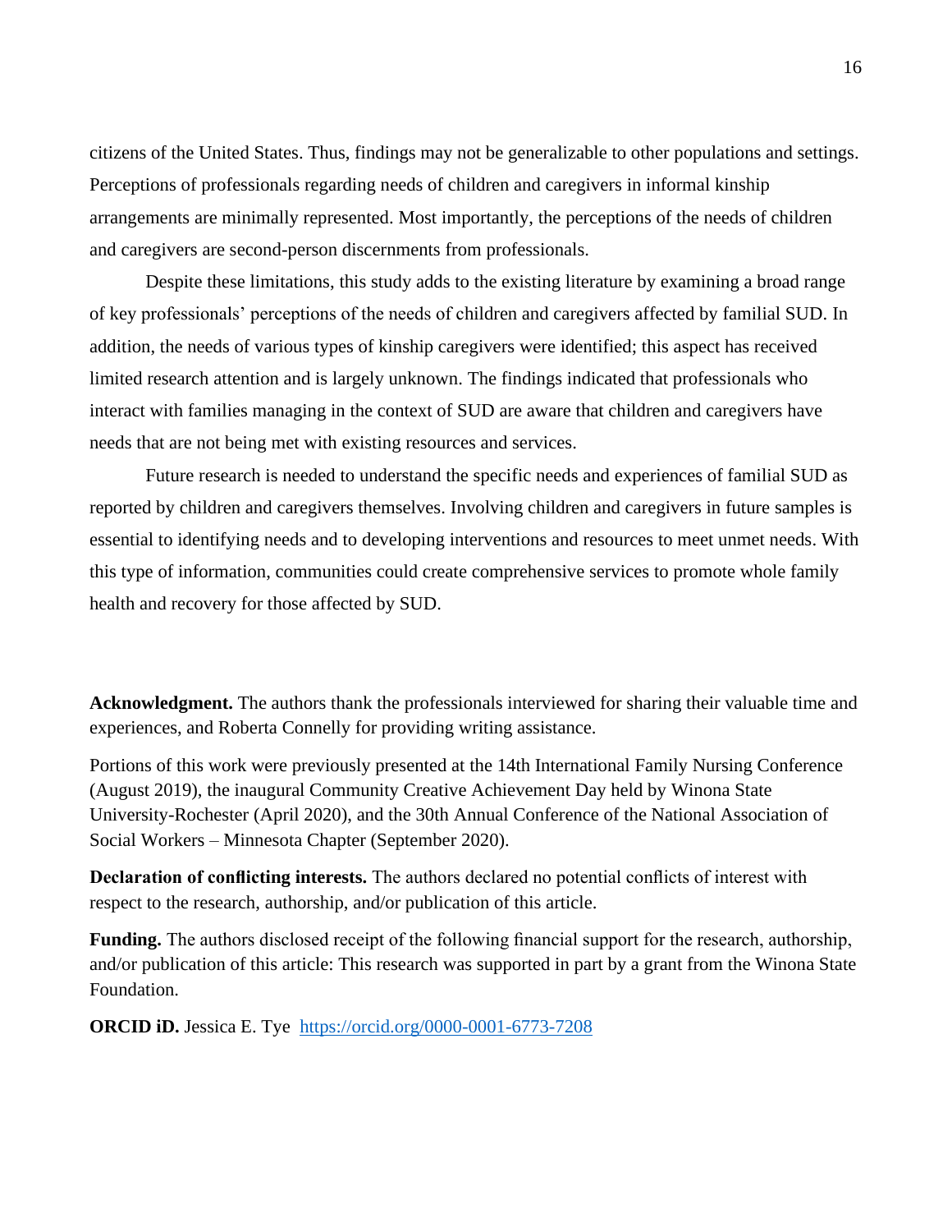citizens of the United States. Thus, findings may not be generalizable to other populations and settings. Perceptions of professionals regarding needs of children and caregivers in informal kinship arrangements are minimally represented. Most importantly, the perceptions of the needs of children and caregivers are second-person discernments from professionals.

Despite these limitations, this study adds to the existing literature by examining a broad range of key professionals' perceptions of the needs of children and caregivers affected by familial SUD. In addition, the needs of various types of kinship caregivers were identified; this aspect has received limited research attention and is largely unknown. The findings indicated that professionals who interact with families managing in the context of SUD are aware that children and caregivers have needs that are not being met with existing resources and services.

Future research is needed to understand the specific needs and experiences of familial SUD as reported by children and caregivers themselves. Involving children and caregivers in future samples is essential to identifying needs and to developing interventions and resources to meet unmet needs. With this type of information, communities could create comprehensive services to promote whole family health and recovery for those affected by SUD.

**Acknowledgment.** The authors thank the professionals interviewed for sharing their valuable time and experiences, and Roberta Connelly for providing writing assistance.

Portions of this work were previously presented at the 14th International Family Nursing Conference (August 2019), the inaugural Community Creative Achievement Day held by Winona State University-Rochester (April 2020), and the 30th Annual Conference of the National Association of Social Workers – Minnesota Chapter (September 2020).

**Declaration of conflicting interests.** The authors declared no potential conflicts of interest with respect to the research, authorship, and/or publication of this article.

**Funding.** The authors disclosed receipt of the following financial support for the research, authorship, and/or publication of this article: This research was supported in part by a grant from the Winona State Foundation.

**ORCID iD.** Jessica E. Tye https://orcid.org/0000-0001-6773-7208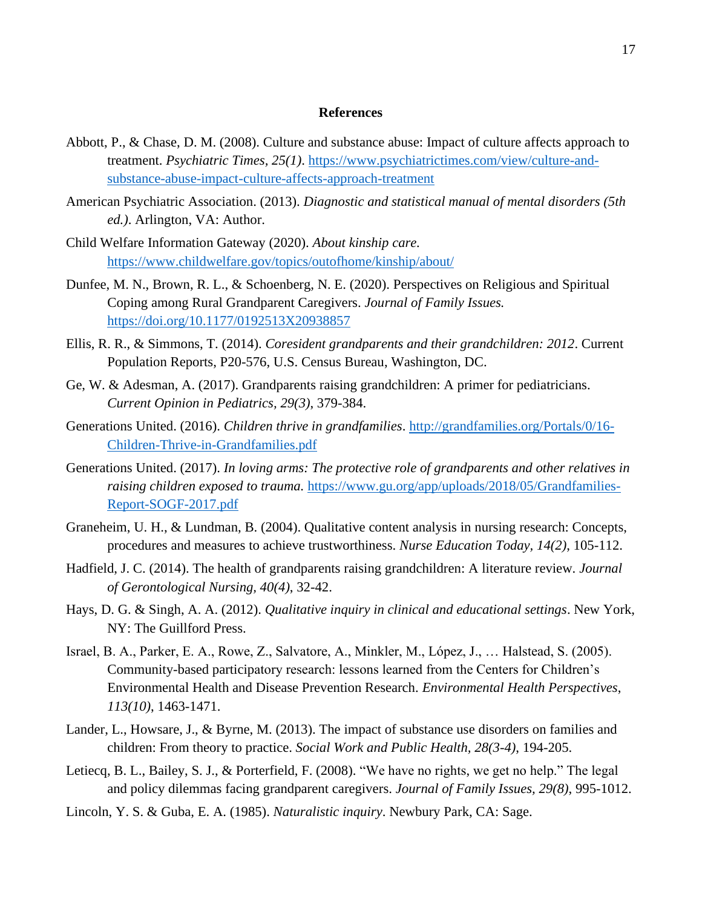# References

Abbott, P., & Chase, D. M. (2008). Culture and substance abuse: Impact of culture affects approach to treatment. *Psychiatric Times, 25(1)*. https://www.psychiatrictimes.com/view/culture-and-substance-abuse-impact-culture-affects-approach-treatment

American Psychiatric Association. (2013). *Diagnostic and statistical manual of mental disorders (5th ed.)*. Arlington, VA: Author.

Child Welfare Information Gateway (2020). *About kinship care.* https://www.childwelfare.gov/topics/outofhome/kinship/about/

Dunfee, M. N., Brown, R. L., & Schoenberg, N. E. (2020). Perspectives on Religious and Spiritual Coping among Rural Grandparent Caregivers. *Journal of Family Issues.* https://doi.org/10.1177/0192513X20938857

Ellis, R. R., & Simmons, T. (2014). *Coresident grandparents and their grandchildren: 2012*. Current Population Reports, P20-576, U.S. Census Bureau, Washington, DC.

Ge, W. & Adesman, A. (2017). Grandparents raising grandchildren: A primer for pediatricians. *Current Opinion in Pediatrics, 29(3)*, 379-384.

Generations United. (2016). *Children thrive in grandfamilies*. http://grandfamilies.org/Portals/0/16-Children-Thrive-in-Grandfamilies.pdf

Generations United. (2017). *In loving arms: The protective role of grandparents and other relatives in raising children exposed to trauma.* https://www.gu.org/app/uploads/2018/05/Grandfamilies-Report-SOGF-2017.pdf

Graneheim, U. H., & Lundman, B. (2004). Qualitative content analysis in nursing research: Concepts, procedures and measures to achieve trustworthiness. *Nurse Education Today, 14(2)*, 105-112.

Hadfield, J. C. (2014). The health of grandparents raising grandchildren: A literature review. *Journal of Gerontological Nursing, 40(4)*, 32-42.

Hays, D. G. & Singh, A. A. (2012). *Qualitative inquiry in clinical and educational settings*. New York, NY: The Guillford Press.

Israel, B. A., Parker, E. A., Rowe, Z., Salvatore, A., Minkler, M., López, J., … Halstead, S. (2005). Community-based participatory research: lessons learned from the Centers for Children's Environmental Health and Disease Prevention Research. *Environmental Health Perspectives*, *113(10)*, 1463-1471.

Lander, L., Howsare, J., & Byrne, M. (2013). The impact of substance use disorders on families and children: From theory to practice. *Social Work and Public Health, 28(3-4)*, 194-205.

Letiecq, B. L., Bailey, S. J., & Porterfield, F. (2008). "We have no rights, we get no help." The legal and policy dilemmas facing grandparent caregivers. *Journal of Family Issues, 29(8)*, 995-1012.

Lincoln, Y. S. & Guba, E. A. (1985). *Naturalistic inquiry*. Newbury Park, CA: Sage.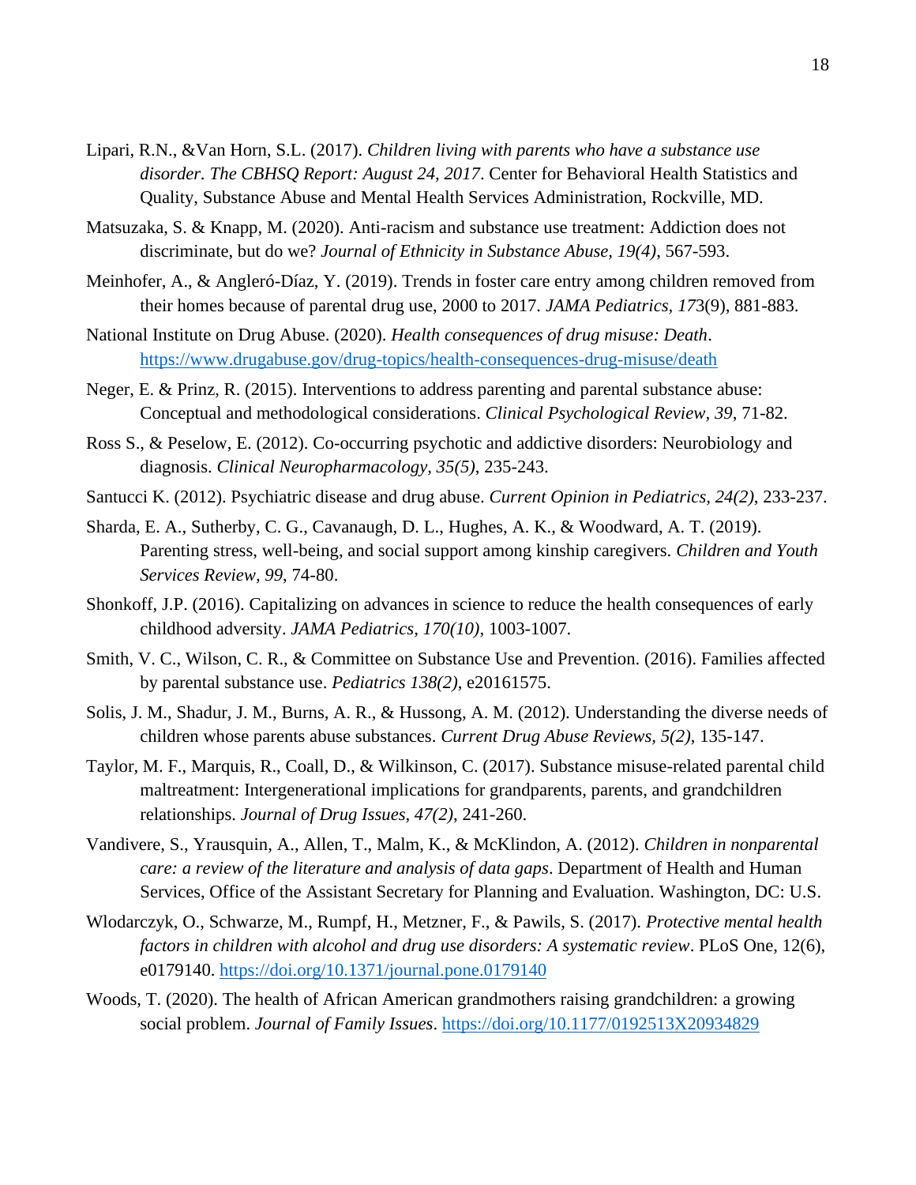Lipari, R.N., &Van Horn, S.L. (2017). *Children living with parents who have a substance use disorder. The CBHSQ Report: August 24, 2017*. Center for Behavioral Health Statistics and Quality, Substance Abuse and Mental Health Services Administration, Rockville, MD.

Matsuzaka, S. & Knapp, M. (2020). Anti-racism and substance use treatment: Addiction does not discriminate, but do we? *Journal of Ethnicity in Substance Abuse, 19(4)*, 567-593.

Meinhofer, A., & Angleró-Díaz, Y. (2019). Trends in foster care entry among children removed from their homes because of parental drug use, 2000 to 2017. *JAMA Pediatrics, 17*3(9), 881-883.

National Institute on Drug Abuse. (2020). *Health consequences of drug misuse: Death*. https://www.drugabuse.gov/drug-topics/health-consequences-drug-misuse/death

Neger, E. & Prinz, R. (2015). Interventions to address parenting and parental substance abuse: Conceptual and methodological considerations. *Clinical Psychological Review, 39*, 71-82.

Ross S., & Peselow, E. (2012). Co-occurring psychotic and addictive disorders: Neurobiology and diagnosis. *Clinical Neuropharmacology, 35(5)*, 235-243.

Santucci K. (2012). Psychiatric disease and drug abuse. *Current Opinion in Pediatrics, 24(2)*, 233-237.

Sharda, E. A., Sutherby, C. G., Cavanaugh, D. L., Hughes, A. K., & Woodward, A. T. (2019). Parenting stress, well-being, and social support among kinship caregivers. *Children and Youth Services Review, 99*, 74-80.

Shonkoff, J.P. (2016). Capitalizing on advances in science to reduce the health consequences of early childhood adversity. *JAMA Pediatrics, 170(10)*, 1003-1007.

Smith, V. C., Wilson, C. R., & Committee on Substance Use and Prevention. (2016). Families affected by parental substance use. *Pediatrics 138(2)*, e20161575.

Solis, J. M., Shadur, J. M., Burns, A. R., & Hussong, A. M. (2012). Understanding the diverse needs of children whose parents abuse substances. *Current Drug Abuse Reviews, 5(2)*, 135-147.

Taylor, M. F., Marquis, R., Coall, D., & Wilkinson, C. (2017). Substance misuse-related parental child maltreatment: Intergenerational implications for grandparents, parents, and grandchildren relationships. *Journal of Drug Issues, 47(2)*, 241-260.

Vandivere, S., Yrausquin, A., Allen, T., Malm, K., & McKlindon, A. (2012). *Children in nonparental care: a review of the literature and analysis of data gaps*. Department of Health and Human Services, Office of the Assistant Secretary for Planning and Evaluation. Washington, DC: U.S.

Wlodarczyk, O., Schwarze, M., Rumpf, H., Metzner, F., & Pawils, S. (2017). *Protective mental health factors in children with alcohol and drug use disorders: A systematic review*. PLoS One, 12(6), e0179140. https://doi.org/10.1371/journal.pone.0179140

Woods, T. (2020). The health of African American grandmothers raising grandchildren: a growing social problem. *Journal of Family Issues*. https://doi.org/10.1177/0192513X20934829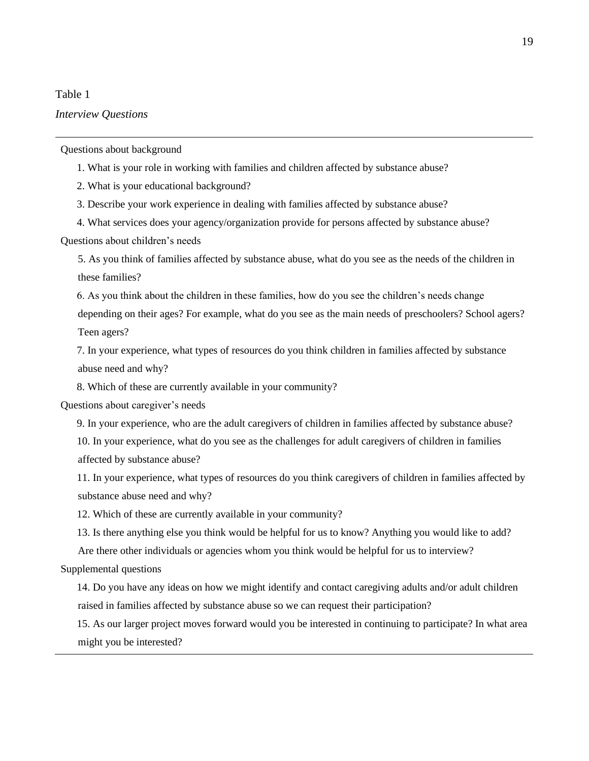Table 1

*Interview Questions*

Questions about background

1. What is your role in working with families and children affected by substance abuse?
2. What is your educational background?
3. Describe your work experience in dealing with families affected by substance abuse?
4. What services does your agency/organization provide for persons affected by substance abuse?

Questions about children's needs

5. As you think of families affected by substance abuse, what do you see as the needs of the children in these families?
6. As you think about the children in these families, how do you see the children's needs change depending on their ages? For example, what do you see as the main needs of preschoolers? School agers? Teen agers?
7. In your experience, what types of resources do you think children in families affected by substance abuse need and why?
8. Which of these are currently available in your community?

Questions about caregiver's needs

9. In your experience, who are the adult caregivers of children in families affected by substance abuse?
10. In your experience, what do you see as the challenges for adult caregivers of children in families affected by substance abuse?
11. In your experience, what types of resources do you think caregivers of children in families affected by substance abuse need and why?
12. Which of these are currently available in your community?
13. Is there anything else you think would be helpful for us to know? Anything you would like to add? Are there other individuals or agencies whom you think would be helpful for us to interview?

Supplemental questions

14. Do you have any ideas on how we might identify and contact caregiving adults and/or adult children raised in families affected by substance abuse so we can request their participation?
15. As our larger project moves forward would you be interested in continuing to participate? In what area might you be interested?